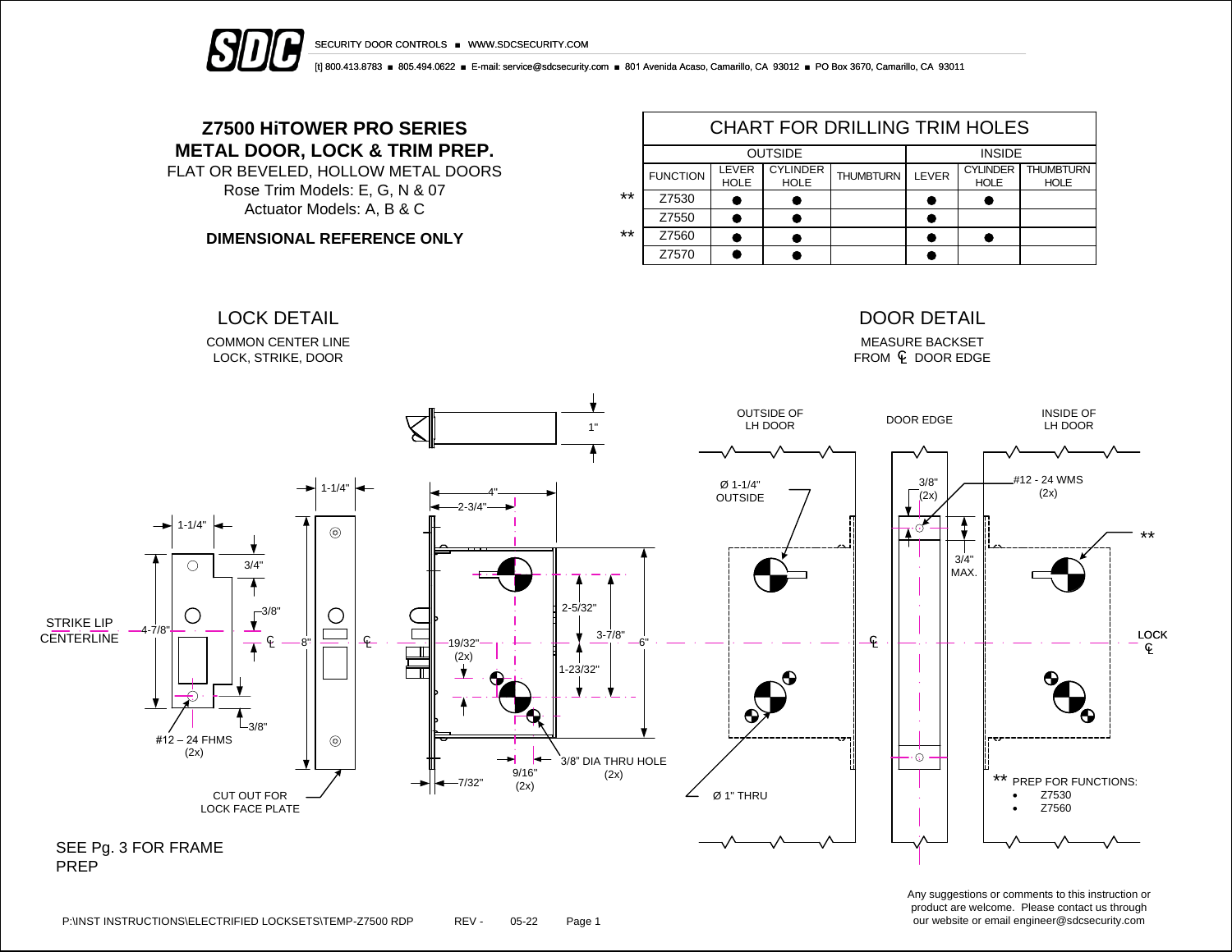SECURITY DOOR CONTROLS ■ WWW.SDCSECURITY.COM

[t] 800.413.8783 ■ 805.494.0622 ■ E-mail: service@sdcsecurity.com ■ 801 Avenida Acaso, Camarillo, CA 93012 ■ PO Box 3670, Camarillo, CA 93011

# Z7500 HiTOWER PRO SERIES
# METAL DOOR, LOCK & TRIM PREP.

FLAT OR BEVELED, HOLLOW METAL DOORS

Rose Trim Models: E, G, N & 07

Actuator Models: A, B & C

**DIMENSIONAL REFERENCE ONLY**

## CHART FOR DRILLING TRIM HOLES

| | OUTSIDE | | | | INSIDE | | |
|---|---|---|---|---|---|---|---|
| FUNCTION | LEVER HOLE | CYLINDER HOLE | THUMBTURN | LEVER | CYLINDER HOLE | THUMBTURN HOLE |
| ** Z7530 | ● | ● | | ● | ● | |
| Z7550 | ● | ● | | ● | | |
| ** Z7560 | ● | ● | | ● | ● | |
| Z7570 | ● | ● | | ● | | |

## LOCK DETAIL

COMMON CENTER LINE
LOCK, STRIKE, DOOR

1"

1-1/4"

4"

2-3/4"

1-1/4"

3/4"

3/8"

STRIKE LIP CENTERLINE

4-7/8"

℄

8"

℄

2-5/32"

3-7/8"

6"

19/32" (2x)

1-23/32"

3/8"

#12 – 24 FHMS (2x)

3/8" DIA THRU HOLE (2x)

9/16" (2x)

7/32"

CUT OUT FOR LOCK FACE PLATE

SEE Pg. 3 FOR FRAME PREP

## DOOR DETAIL

MEASURE BACKSET FROM ℄ DOOR EDGE

OUTSIDE OF LH DOOR

DOOR EDGE

INSIDE OF LH DOOR

Ø 1-1/4" OUTSIDE

3/8" (2x)

#12 - 24 WMS (2x)

**

3/4" MAX.

℄

LOCK ℄

Ø 1" THRU

** PREP FOR FUNCTIONS:
- Z7530
- Z7560

Any suggestions or comments to this instruction or product are welcome. Please contact us through our website or email engineer@sdcsecurity.com

P:\INST INSTRUCTIONS\ELECTRIFIED LOCKSETS\TEMP-Z7500 RDP REV - 05-22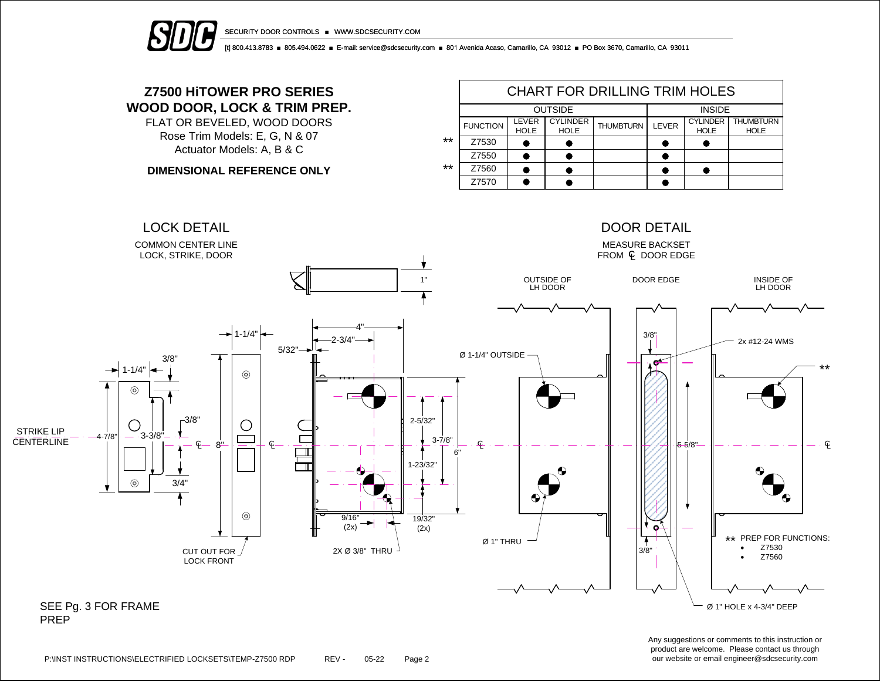# Z7500 HiTOWER PRO SERIES
# WOOD DOOR, LOCK & TRIM PREP.

FLAT OR BEVELED, WOOD DOORS

Rose Trim Models: E, G, N & 07

Actuator Models: A, B & C

**DIMENSIONAL REFERENCE ONLY**

## CHART FOR DRILLING TRIM HOLES

| | OUTSIDE | | | | INSIDE | | |
|---|---|---|---|---|---|---|---|
| FUNCTION | LEVER HOLE | CYLINDER HOLE | THUMBTURN | LEVER | CYLINDER HOLE | THUMBTURN HOLE |
| ** Z7530 | ● | ● | | ● | ● | |
| Z7550 | ● | ● | | ● | | |
| ** Z7560 | ● | ● | | ● | ● | |
| Z7570 | ● | ● | | ● | | |

## LOCK DETAIL

COMMON CENTER LINE
LOCK, STRIKE, DOOR

1"
4"
2-3/4"
5/32"
1-1/4"
3/8"
1-1/4"
STRIKE LIP CENTERLINE
4-7/8"
3-3/8"
3/8"
3/4"
8"
2-5/32"
3-7/8"
6"
1-23/32"
9/16" (2x)
19/32" (2x)
CUT OUT FOR LOCK FRONT
2X Ø 3/8" THRU

## DOOR DETAIL

MEASURE BACKSET FROM ℄ DOOR EDGE

OUTSIDE OF LH DOOR
DOOR EDGE
INSIDE OF LH DOOR
Ø 1-1/4" OUTSIDE
3/8"
2x #12-24 WMS
**
5-5/8"
Ø 1" THRU
3/8"
Ø 1" HOLE x 4-3/4" DEEP

** PREP FOR FUNCTIONS:
- Z7530
- Z7560

SEE Pg. 3 FOR FRAME PREP

Any suggestions or comments to this instruction or product are welcome. Please contact us through our website or email engineer@sdcsecurity.com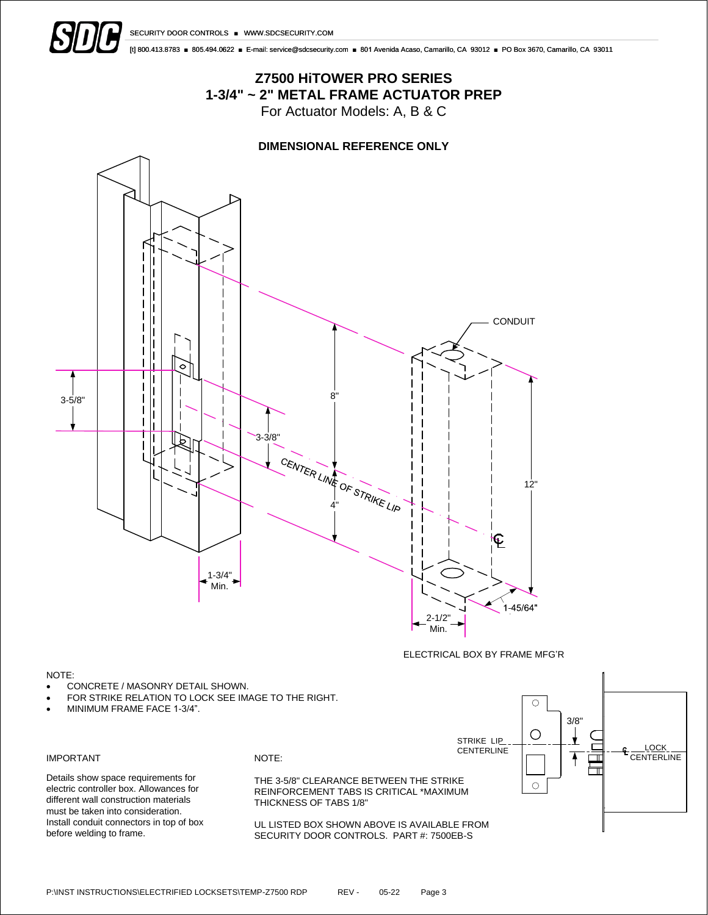# Z7500 HiTOWER PRO SERIES

## 1-3/4" ~ 2" METAL FRAME ACTUATOR PREP

For Actuator Models: A, B & C

**DIMENSIONAL REFERENCE ONLY**

CONDUIT

3-5/8"

8"

3-3/8"

CENTER LINE OF STRIKE LIP

4"

12"

1-3/4" Min.

2-1/2" Min.

1-45/64"

ELECTRICAL BOX BY FRAME MFG'R

NOTE:

- CONCRETE / MASONRY DETAIL SHOWN.
- FOR STRIKE RELATION TO LOCK SEE IMAGE TO THE RIGHT.
- MINIMUM FRAME FACE 1-3/4".

STRIKE LIP CENTERLINE

3/8"

LOCK CENTERLINE

IMPORTANT

Details show space requirements for electric controller box. Allowances for different wall construction materials must be taken into consideration. Install conduit connectors in top of box before welding to frame.

NOTE:

THE 3-5/8" CLEARANCE BETWEEN THE STRIKE REINFORCEMENT TABS IS CRITICAL *MAXIMUM THICKNESS OF TABS 1/8"

UL LISTED BOX SHOWN ABOVE IS AVAILABLE FROM SECURITY DOOR CONTROLS. PART #: 7500EB-S